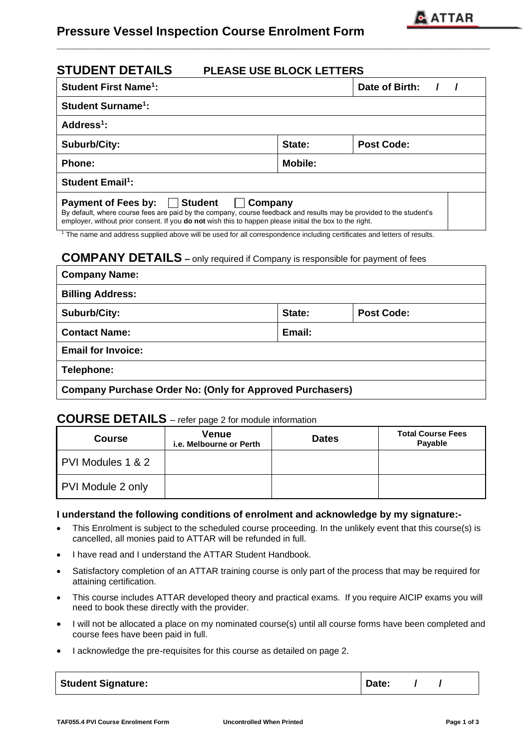# Pressure Vessel Inspection Course Enrolment Form

## STUDENT DETAILS PLEASE USE BLOCK LETTERS

| | | |
|---|---|---|
| **Student First Name[1]:** | | **Date of Birth: / /** |
| **Student Surname[1]:** | | |
| **Address[1]:** | | |
| **Suburb/City:** | **State:** | **Post Code:** |
| **Phone:** | **Mobile:** | |
| **Student Email[1]:** | | |

**Payment of Fees by:** ☐ **Student** ☐ **Company**

By default, where course fees are paid by the company, course feedback and results may be provided to the student's employer, without prior consent. If you **do not** wish this to happen please initial the box to the right.

[1] The name and address supplied above will be used for all correspondence including certificates and letters of results.

## COMPANY DETAILS – only required if Company is responsible for payment of fees

| | | |
|---|---|---|
| **Company Name:** | | |
| **Billing Address:** | | |
| **Suburb/City:** | **State:** | **Post Code:** |
| **Contact Name:** | **Email:** | |
| **Email for Invoice:** | | |
| **Telephone:** | | |
| **Company Purchase Order No: (Only for Approved Purchasers)** | | |

## COURSE DETAILS – refer page 2 for module information

| Course | Venue i.e. Melbourne or Perth | Dates | Total Course Fees Payable |
|---|---|---|---|
| PVI Modules 1 & 2 | | | |
| PVI Module 2 only | | | |

**I understand the following conditions of enrolment and acknowledge by my signature:-**

- This Enrolment is subject to the scheduled course proceeding. In the unlikely event that this course(s) is cancelled, all monies paid to ATTAR will be refunded in full.
- I have read and I understand the ATTAR Student Handbook.
- Satisfactory completion of an ATTAR training course is only part of the process that may be required for attaining certification.
- This course includes ATTAR developed theory and practical exams. If you require AICIP exams you will need to book these directly with the provider.
- I will not be allocated a place on my nominated course(s) until all course forms have been completed and course fees have been paid in full.
- I acknowledge the pre-requisites for this course as detailed on page 2.

| | |
|---|---|
| **Student Signature:** | **Date: / /** |

TAF055.4 PVI Course Enrolment Form Uncontrolled When Printed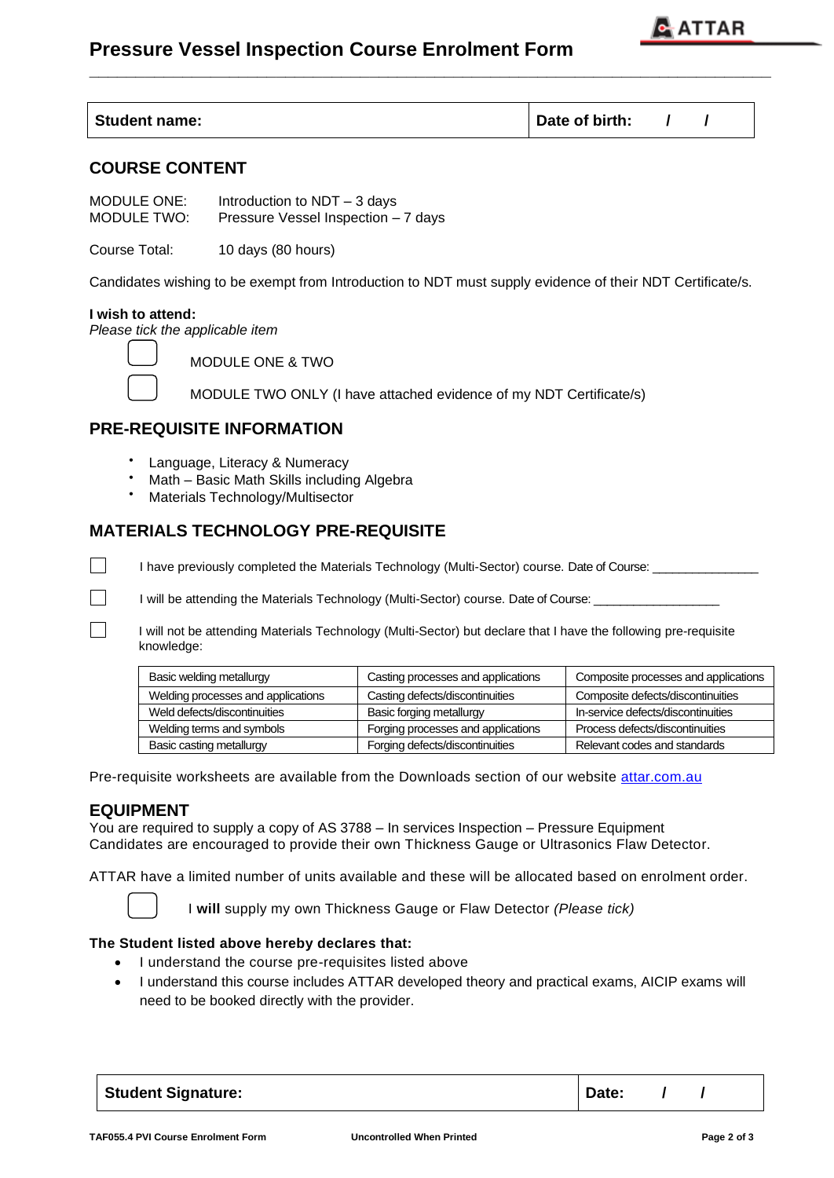# Pressure Vessel Inspection Course Enrolment Form

| Student name: | Date of birth: / / |
|---|---|

## COURSE CONTENT

MODULE ONE: Introduction to NDT – 3 days
MODULE TWO: Pressure Vessel Inspection – 7 days

Course Total: 10 days (80 hours)

Candidates wishing to be exempt from Introduction to NDT must supply evidence of their NDT Certificate/s.

**I wish to attend:**
*Please tick the applicable item*

- ☐ MODULE ONE & TWO
- ☐ MODULE TWO ONLY (I have attached evidence of my NDT Certificate/s)

## PRE-REQUISITE INFORMATION

- Language, Literacy & Numeracy
- Math – Basic Math Skills including Algebra
- Materials Technology/Multisector

## MATERIALS TECHNOLOGY PRE-REQUISITE

- ☐ I have previously completed the Materials Technology (Multi-Sector) course. Date of Course: _______________
- ☐ I will be attending the Materials Technology (Multi-Sector) course. Date of Course: __________________
- ☐ I will not be attending Materials Technology (Multi-Sector) but declare that I have the following pre-requisite knowledge:

| Basic welding metallurgy | Casting processes and applications | Composite processes and applications |
|---|---|---|
| Welding processes and applications | Casting defects/discontinuities | Composite defects/discontinuities |
| Weld defects/discontinuities | Basic forging metallurgy | In-service defects/discontinuities |
| Welding terms and symbols | Forging processes and applications | Process defects/discontinuities |
| Basic casting metallurgy | Forging defects/discontinuities | Relevant codes and standards |

Pre-requisite worksheets are available from the Downloads section of our website attar.com.au

## EQUIPMENT

You are required to supply a copy of AS 3788 – In services Inspection – Pressure Equipment
Candidates are encouraged to provide their own Thickness Gauge or Ultrasonics Flaw Detector.

ATTAR have a limited number of units available and these will be allocated based on enrolment order.

- ☐ I **will** supply my own Thickness Gauge or Flaw Detector *(Please tick)*

**The Student listed above hereby declares that:**

- I understand the course pre-requisites listed above
- I understand this course includes ATTAR developed theory and practical exams, AICIP exams will need to be booked directly with the provider.

| Student Signature: | Date: / / |
|---|---|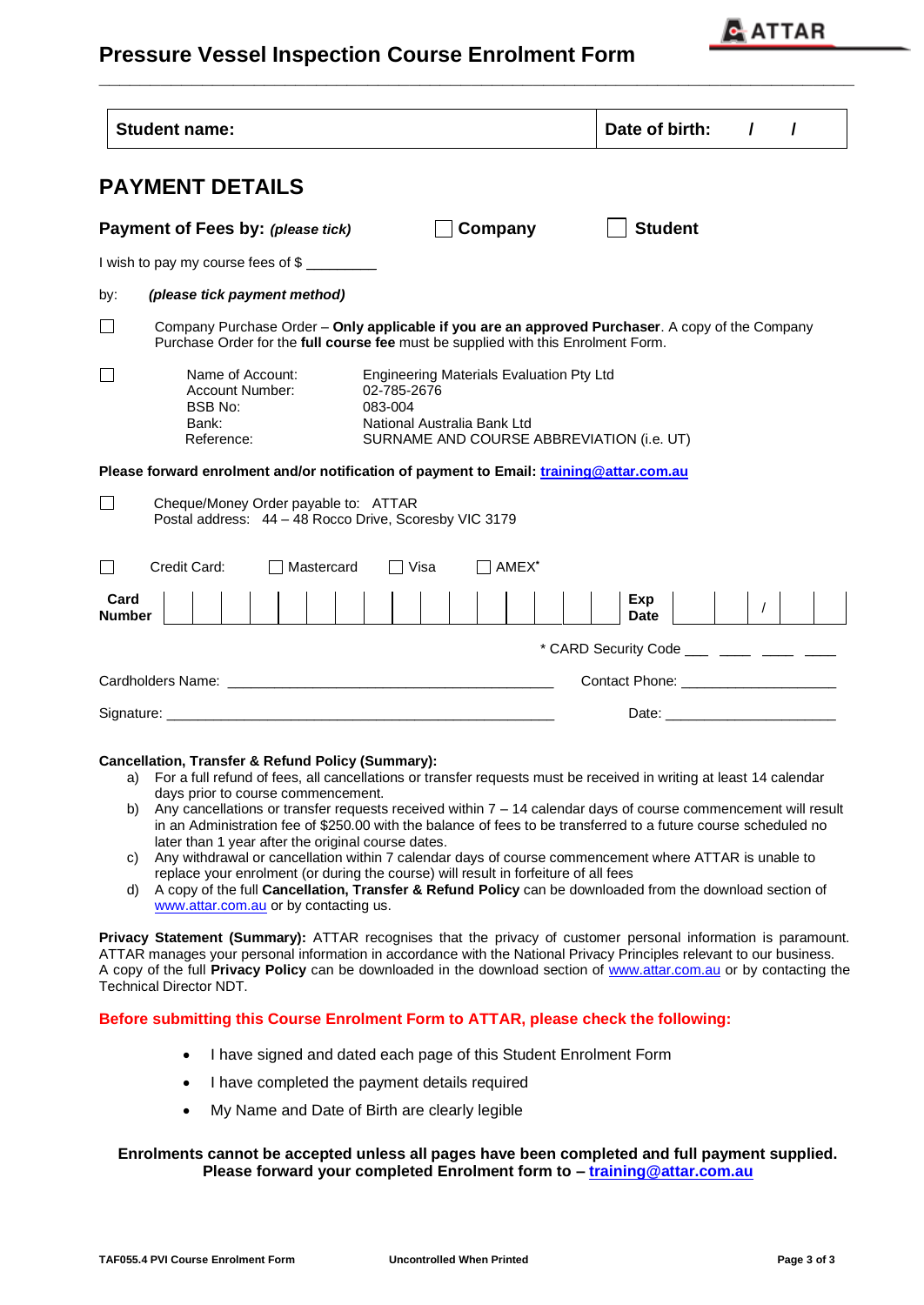# Pressure Vessel Inspection Course Enrolment Form

| **Student name:** | **Date of birth:** / / |
|---|---|

## PAYMENT DETAILS

**Payment of Fees by:** ***(please tick)*** ☐ **Company** ☐ **Student**

I wish to pay my course fees of $ _________

by: ***(please tick payment method)***

☐ Company Purchase Order – **Only applicable if you are an approved Purchaser**. A copy of the Company Purchase Order for the **full course fee** must be supplied with this Enrolment Form.

☐
Name of Account: Engineering Materials Evaluation Pty Ltd
Account Number: 02-785-2676
BSB No: 083-004
Bank: National Australia Bank Ltd
Reference: SURNAME AND COURSE ABBREVIATION (i.e. UT)

**Please forward enrolment and/or notification of payment to Email: training@attar.com.au**

☐ Cheque/Money Order payable to: ATTAR
Postal address: 44 – 48 Rocco Drive, Scoresby VIC 3179

☐ Credit Card: ☐ Mastercard ☐ Visa ☐ AMEX*

**Card Number** | | | | | | | | | | | | | | | | | **Exp Date** | | / |

* CARD Security Code ___ ____ ____ ____

Cardholders Name: ______________________________________ Contact Phone: __________________

Signature: ____________________________________________ Date: ____________________

**Cancellation, Transfer & Refund Policy (Summary):**

a) For a full refund of fees, all cancellations or transfer requests must be received in writing at least 14 calendar days prior to course commencement.
b) Any cancellations or transfer requests received within 7 – 14 calendar days of course commencement will result in an Administration fee of $250.00 with the balance of fees to be transferred to a future course scheduled no later than 1 year after the original course dates.
c) Any withdrawal or cancellation within 7 calendar days of course commencement where ATTAR is unable to replace your enrolment (or during the course) will result in forfeiture of all fees
d) A copy of the full **Cancellation, Transfer & Refund Policy** can be downloaded from the download section of www.attar.com.au or by contacting us.

**Privacy Statement (Summary):** ATTAR recognises that the privacy of customer personal information is paramount. ATTAR manages your personal information in accordance with the National Privacy Principles relevant to our business. A copy of the full **Privacy Policy** can be downloaded in the download section of www.attar.com.au or by contacting the Technical Director NDT.

**Before submitting this Course Enrolment Form to ATTAR, please check the following:**

- I have signed and dated each page of this Student Enrolment Form
- I have completed the payment details required
- My Name and Date of Birth are clearly legible

**Enrolments cannot be accepted unless all pages have been completed and full payment supplied.**
**Please forward your completed Enrolment form to – training@attar.com.au**

TAF055.4 PVI Course Enrolment Form    Uncontrolled When Printed